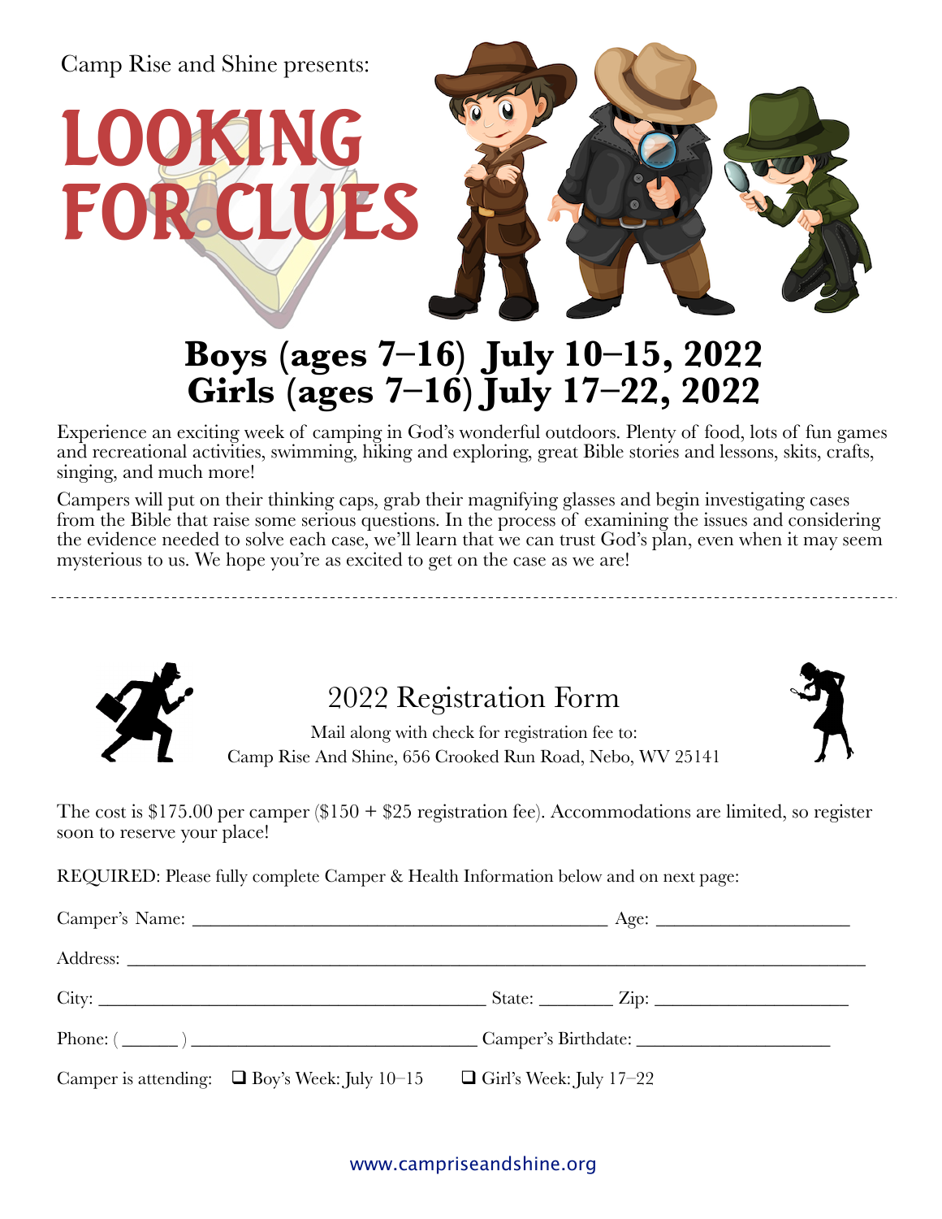Camp Rise and Shine presents:

# LOOKING FOR CLUES

## Boys (ages 7–16) July 10–15, 2022
## Girls (ages 7–16) July 17–22, 2022

Experience an exciting week of camping in God's wonderful outdoors. Plenty of food, lots of fun games and recreational activities, swimming, hiking and exploring, great Bible stories and lessons, skits, crafts, singing, and much more!

Campers will put on their thinking caps, grab their magnifying glasses and begin investigating cases from the Bible that raise some serious questions. In the process of examining the issues and considering the evidence needed to solve each case, we'll learn that we can trust God's plan, even when it may seem mysterious to us. We hope you're as excited to get on the case as we are!

---

## 2022 Registration Form

Mail along with check for registration fee to:
Camp Rise And Shine, 656 Crooked Run Road, Nebo, WV 25141

The cost is $175.00 per camper ($150 + $25 registration fee). Accommodations are limited, so register soon to reserve your place!

REQUIRED: Please fully complete Camper & Health Information below and on next page:

Camper's Name: ___________________________________________ Age: ____________________

Address: ______________________________________________________________________________

City: _________________________________________ State: _______ Zip: ____________________

Phone: ( ______ ) ______________________________ Camper's Birthdate: ____________________

Camper is attending: ❑ Boy's Week: July 10–15 ❑ Girl's Week: July 17–22

www.campriseandshine.org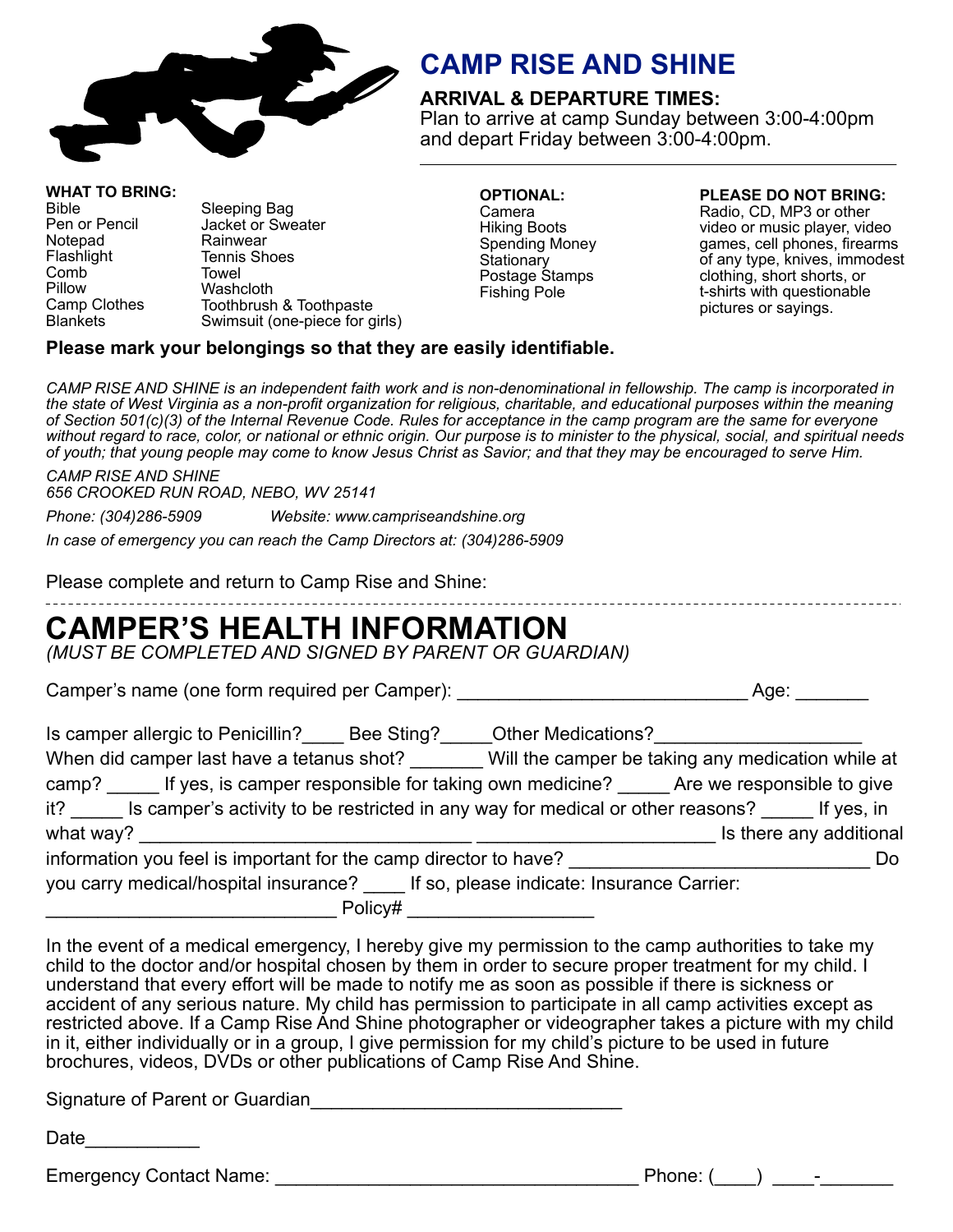# CAMP RISE AND SHINE

**ARRIVAL & DEPARTURE TIMES:**
Plan to arrive at camp Sunday between 3:00-4:00pm and depart Friday between 3:00-4:00pm.

**WHAT TO BRING:**
- Bible
- Pen or Pencil
- Notepad
- Flashlight
- Comb
- Pillow
- Camp Clothes
- Blankets
- Sleeping Bag
- Jacket or Sweater
- Rainwear
- Tennis Shoes
- Towel
- Washcloth
- Toothbrush & Toothpaste
- Swimsuit (one-piece for girls)

**OPTIONAL:**
- Camera
- Hiking Boots
- Spending Money
- Stationary
- Postage Stamps
- Fishing Pole

**PLEASE DO NOT BRING:**
Radio, CD, MP3 or other video or music player, video games, cell phones, firearms of any type, knives, immodest clothing, short shorts, or t-shirts with questionable pictures or sayings.

**Please mark your belongings so that they are easily identifiable.**

*CAMP RISE AND SHINE is an independent faith work and is non-denominational in fellowship. The camp is incorporated in the state of West Virginia as a non-profit organization for religious, charitable, and educational purposes within the meaning of Section 501(c)(3) of the Internal Revenue Code. Rules for acceptance in the camp program are the same for everyone without regard to race, color, or national or ethnic origin. Our purpose is to minister to the physical, social, and spiritual needs of youth; that young people may come to know Jesus Christ as Savior; and that they may be encouraged to serve Him.*

*CAMP RISE AND SHINE*
*656 CROOKED RUN ROAD, NEBO, WV 25141*

*Phone: (304)286-5909* *Website: www.campriseandshine.org*

*In case of emergency you can reach the Camp Directors at: (304)286-5909*

Please complete and return to Camp Rise and Shine:

# CAMPER'S HEALTH INFORMATION

*(MUST BE COMPLETED AND SIGNED BY PARENT OR GUARDIAN)*

Camper's name (one form required per Camper): ____________________________ Age: _______

Is camper allergic to Penicillin?____ Bee Sting?_____Other Medications?____________________ When did camper last have a tetanus shot? _______ Will the camper be taking any medication while at camp? _____ If yes, is camper responsible for taking own medicine? _____ Are we responsible to give it? _____ Is camper's activity to be restricted in any way for medical or other reasons? _____ If yes, in what way? ________________________________ _______________________ Is there any additional information you feel is important for the camp director to have? _____________________________ Do you carry medical/hospital insurance? ____ If so, please indicate: Insurance Carrier: ____________________________ Policy# __________________

In the event of a medical emergency, I hereby give my permission to the camp authorities to take my child to the doctor and/or hospital chosen by them in order to secure proper treatment for my child. I understand that every effort will be made to notify me as soon as possible if there is sickness or accident of any serious nature. My child has permission to participate in all camp activities except as restricted above. If a Camp Rise And Shine photographer or videographer takes a picture with my child in it, either individually or in a group, I give permission for my child's picture to be used in future brochures, videos, DVDs or other publications of Camp Rise And Shine.

Signature of Parent or Guardian______________________________

Date___________

Emergency Contact Name: ___________________________________ Phone: (____) ____-_______